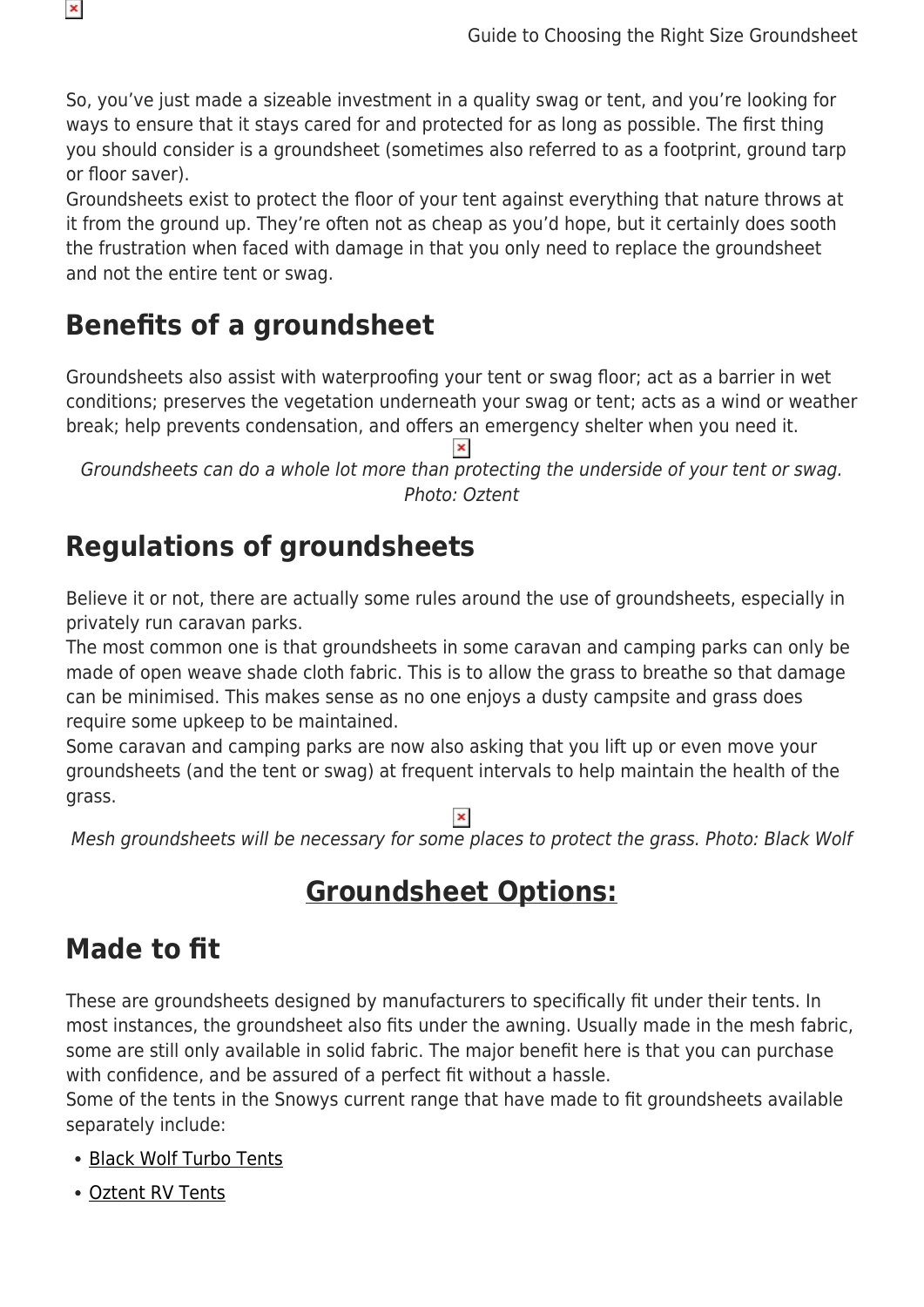So, you've just made a sizeable investment in a quality swag or tent, and you're looking for ways to ensure that it stays cared for and protected for as long as possible. The first thing you should consider is a groundsheet (sometimes also referred to as a footprint, ground tarp or floor saver).

Groundsheets exist to protect the floor of your tent against everything that nature throws at it from the ground up. They're often not as cheap as you'd hope, but it certainly does sooth the frustration when faced with damage in that you only need to replace the groundsheet and not the entire tent or swag.

## Benefits of a groundsheet

Groundsheets also assist with waterproofing your tent or swag floor; act as a barrier in wet conditions; preserves the vegetation underneath your swag or tent; acts as a wind or weather break; help prevents condensation, and offers an emergency shelter when you need it.

*Groundsheets can do a whole lot more than protecting the underside of your tent or swag. Photo: Oztent*

## Regulations of groundsheets

Believe it or not, there are actually some rules around the use of groundsheets, especially in privately run caravan parks.

The most common one is that groundsheets in some caravan and camping parks can only be made of open weave shade cloth fabric. This is to allow the grass to breathe so that damage can be minimised. This makes sense as no one enjoys a dusty campsite and grass does require some upkeep to be maintained.

Some caravan and camping parks are now also asking that you lift up or even move your groundsheets (and the tent or swag) at frequent intervals to help maintain the health of the grass.

*Mesh groundsheets will be necessary for some places to protect the grass. Photo: Black Wolf*

## Groundsheet Options:

## Made to fit

These are groundsheets designed by manufacturers to specifically fit under their tents. In most instances, the groundsheet also fits under the awning. Usually made in the mesh fabric, some are still only available in solid fabric. The major benefit here is that you can purchase with confidence, and be assured of a perfect fit without a hassle.

Some of the tents in the Snowys current range that have made to fit groundsheets available separately include:

- Black Wolf Turbo Tents
- Oztent RV Tents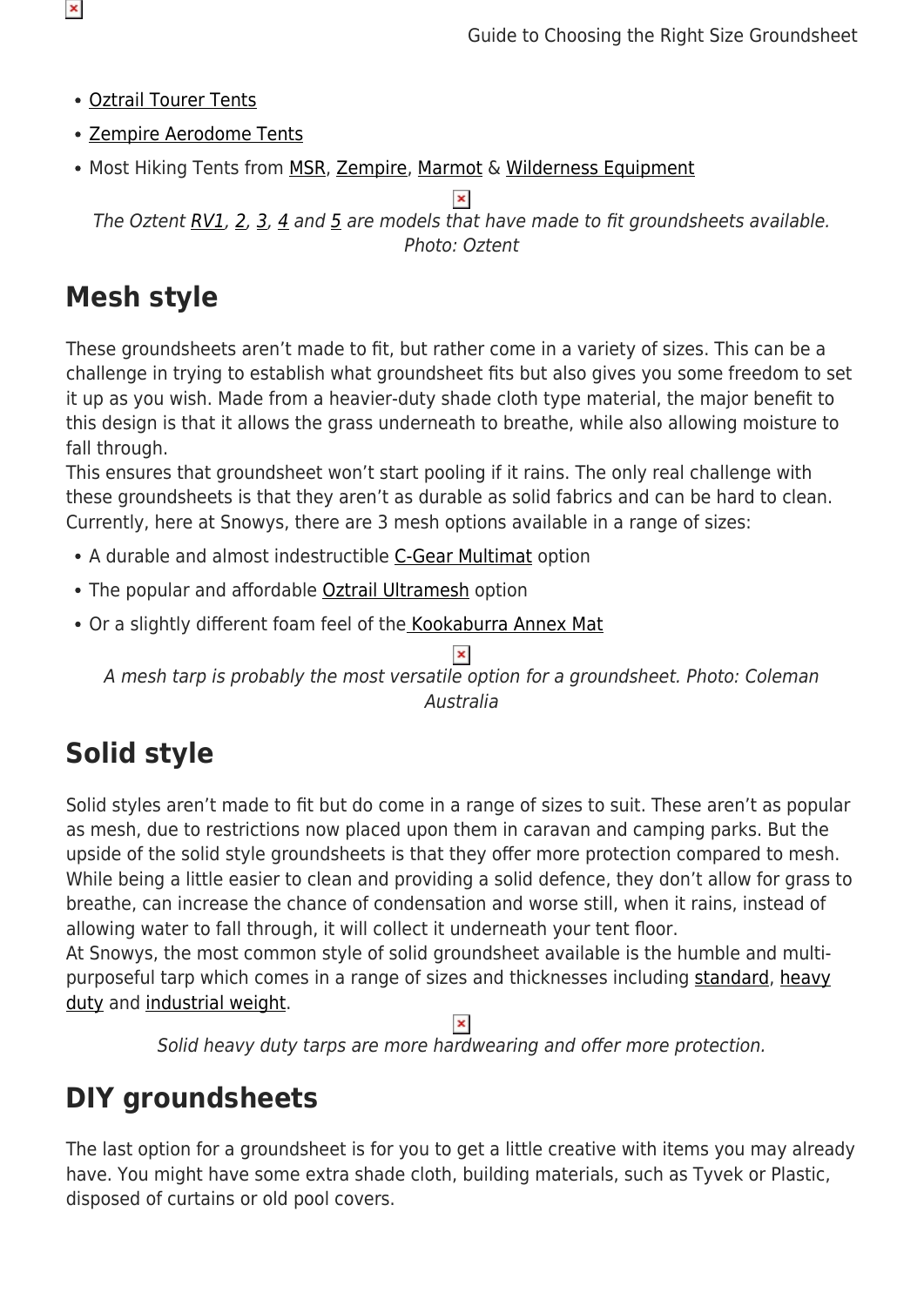- Oztrail Tourer Tents
- Zempire Aerodome Tents
- Most Hiking Tents from MSR, Zempire, Marmot & Wilderness Equipment

*The Oztent RV1, 2, 3, 4 and 5 are models that have made to fit groundsheets available. Photo: Oztent*

## Mesh style

These groundsheets aren't made to fit, but rather come in a variety of sizes. This can be a challenge in trying to establish what groundsheet fits but also gives you some freedom to set it up as you wish. Made from a heavier-duty shade cloth type material, the major benefit to this design is that it allows the grass underneath to breathe, while also allowing moisture to fall through.
This ensures that groundsheet won't start pooling if it rains. The only real challenge with these groundsheets is that they aren't as durable as solid fabrics and can be hard to clean. Currently, here at Snowys, there are 3 mesh options available in a range of sizes:

- A durable and almost indestructible C-Gear Multimat option
- The popular and affordable Oztrail Ultramesh option
- Or a slightly different foam feel of the Kookaburra Annex Mat

*A mesh tarp is probably the most versatile option for a groundsheet. Photo: Coleman Australia*

## Solid style

Solid styles aren't made to fit but do come in a range of sizes to suit. These aren't as popular as mesh, due to restrictions now placed upon them in caravan and camping parks. But the upside of the solid style groundsheets is that they offer more protection compared to mesh. While being a little easier to clean and providing a solid defence, they don't allow for grass to breathe, can increase the chance of condensation and worse still, when it rains, instead of allowing water to fall through, it will collect it underneath your tent floor.
At Snowys, the most common style of solid groundsheet available is the humble and multi-purposeful tarp which comes in a range of sizes and thicknesses including standard, heavy duty and industrial weight.

*Solid heavy duty tarps are more hardwearing and offer more protection.*

## DIY groundsheets

The last option for a groundsheet is for you to get a little creative with items you may already have. You might have some extra shade cloth, building materials, such as Tyvek or Plastic, disposed of curtains or old pool covers.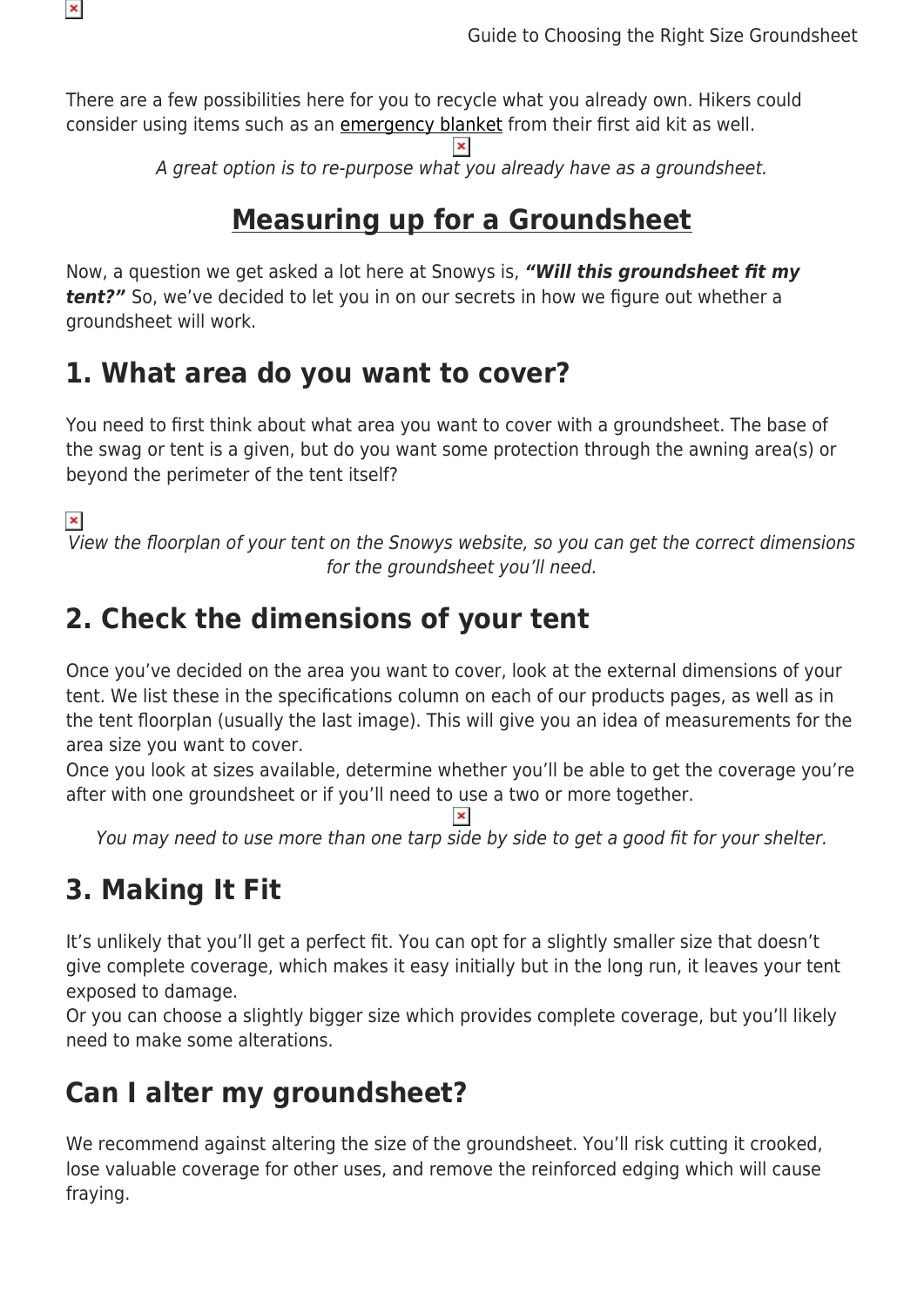There are a few possibilities here for you to recycle what you already own. Hikers could consider using items such as an emergency blanket from their first aid kit as well.

*A great option is to re-purpose what you already have as a groundsheet.*

## Measuring up for a Groundsheet

Now, a question we get asked a lot here at Snowys is, ***"Will this groundsheet fit my tent?"*** So, we've decided to let you in on our secrets in how we figure out whether a groundsheet will work.

## 1. What area do you want to cover?

You need to first think about what area you want to cover with a groundsheet. The base of the swag or tent is a given, but do you want some protection through the awning area(s) or beyond the perimeter of the tent itself?

*View the floorplan of your tent on the Snowys website, so you can get the correct dimensions for the groundsheet you'll need.*

## 2. Check the dimensions of your tent

Once you've decided on the area you want to cover, look at the external dimensions of your tent. We list these in the specifications column on each of our products pages, as well as in the tent floorplan (usually the last image). This will give you an idea of measurements for the area size you want to cover.
Once you look at sizes available, determine whether you'll be able to get the coverage you're after with one groundsheet or if you'll need to use a two or more together.

*You may need to use more than one tarp side by side to get a good fit for your shelter.*

## 3. Making It Fit

It's unlikely that you'll get a perfect fit. You can opt for a slightly smaller size that doesn't give complete coverage, which makes it easy initially but in the long run, it leaves your tent exposed to damage.
Or you can choose a slightly bigger size which provides complete coverage, but you'll likely need to make some alterations.

## Can I alter my groundsheet?

We recommend against altering the size of the groundsheet. You'll risk cutting it crooked, lose valuable coverage for other uses, and remove the reinforced edging which will cause fraying.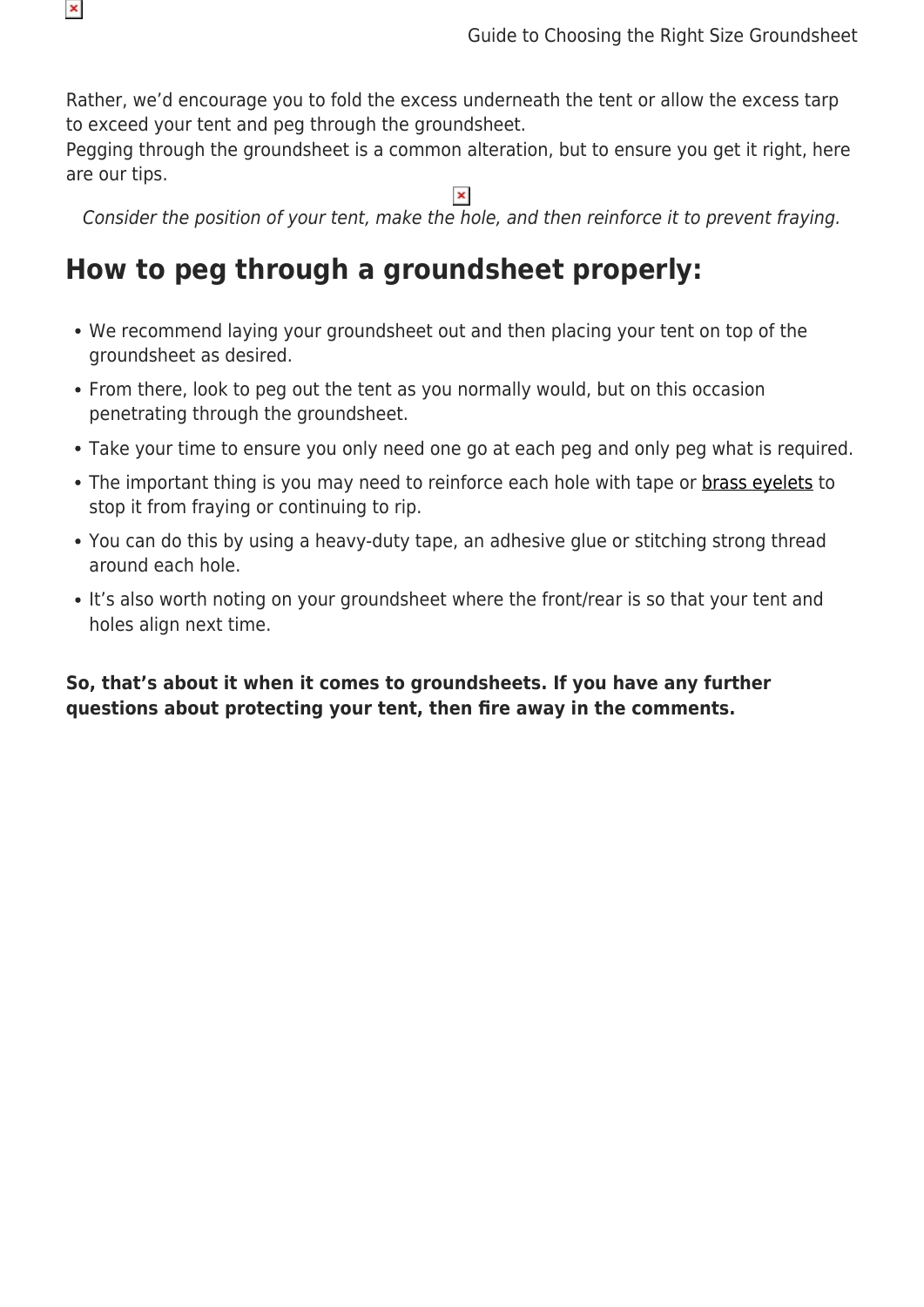Rather, we'd encourage you to fold the excess underneath the tent or allow the excess tarp to exceed your tent and peg through the groundsheet.
Pegging through the groundsheet is a common alteration, but to ensure you get it right, here are our tips.

*Consider the position of your tent, make the hole, and then reinforce it to prevent fraying.*

## How to peg through a groundsheet properly:

- We recommend laying your groundsheet out and then placing your tent on top of the groundsheet as desired.
- From there, look to peg out the tent as you normally would, but on this occasion penetrating through the groundsheet.
- Take your time to ensure you only need one go at each peg and only peg what is required.
- The important thing is you may need to reinforce each hole with tape or brass eyelets to stop it from fraying or continuing to rip.
- You can do this by using a heavy-duty tape, an adhesive glue or stitching strong thread around each hole.
- It's also worth noting on your groundsheet where the front/rear is so that your tent and holes align next time.

**So, that's about it when it comes to groundsheets. If you have any further questions about protecting your tent, then fire away in the comments.**